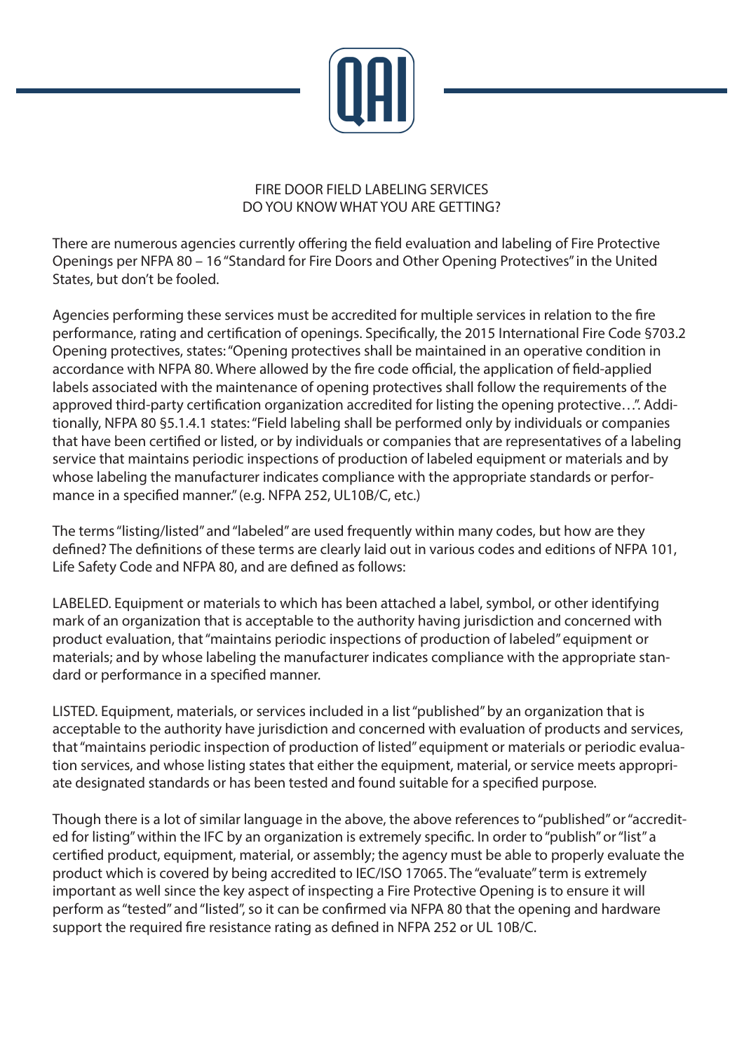# FIRE DOOR FIELD LABELING SERVICES
## DO YOU KNOW WHAT YOU ARE GETTING?

There are numerous agencies currently offering the field evaluation and labeling of Fire Protective Openings per NFPA 80 – 16 "Standard for Fire Doors and Other Opening Protectives" in the United States, but don't be fooled.

Agencies performing these services must be accredited for multiple services in relation to the fire performance, rating and certification of openings. Specifically, the 2015 International Fire Code §703.2 Opening protectives, states: "Opening protectives shall be maintained in an operative condition in accordance with NFPA 80. Where allowed by the fire code official, the application of field-applied labels associated with the maintenance of opening protectives shall follow the requirements of the approved third-party certification organization accredited for listing the opening protective…". Additionally, NFPA 80 §5.1.4.1 states: "Field labeling shall be performed only by individuals or companies that have been certified or listed, or by individuals or companies that are representatives of a labeling service that maintains periodic inspections of production of labeled equipment or materials and by whose labeling the manufacturer indicates compliance with the appropriate standards or performance in a specified manner." (e.g. NFPA 252, UL10B/C, etc.)

The terms "listing/listed" and "labeled" are used frequently within many codes, but how are they defined? The definitions of these terms are clearly laid out in various codes and editions of NFPA 101, Life Safety Code and NFPA 80, and are defined as follows:

LABELED. Equipment or materials to which has been attached a label, symbol, or other identifying mark of an organization that is acceptable to the authority having jurisdiction and concerned with product evaluation, that "maintains periodic inspections of production of labeled" equipment or materials; and by whose labeling the manufacturer indicates compliance with the appropriate standard or performance in a specified manner.

LISTED. Equipment, materials, or services included in a list "published" by an organization that is acceptable to the authority have jurisdiction and concerned with evaluation of products and services, that "maintains periodic inspection of production of listed" equipment or materials or periodic evaluation services, and whose listing states that either the equipment, material, or service meets appropriate designated standards or has been tested and found suitable for a specified purpose.

Though there is a lot of similar language in the above, the above references to "published" or "accredited for listing" within the IFC by an organization is extremely specific. In order to "publish" or "list" a certified product, equipment, material, or assembly; the agency must be able to properly evaluate the product which is covered by being accredited to IEC/ISO 17065. The "evaluate" term is extremely important as well since the key aspect of inspecting a Fire Protective Opening is to ensure it will perform as "tested" and "listed", so it can be confirmed via NFPA 80 that the opening and hardware support the required fire resistance rating as defined in NFPA 252 or UL 10B/C.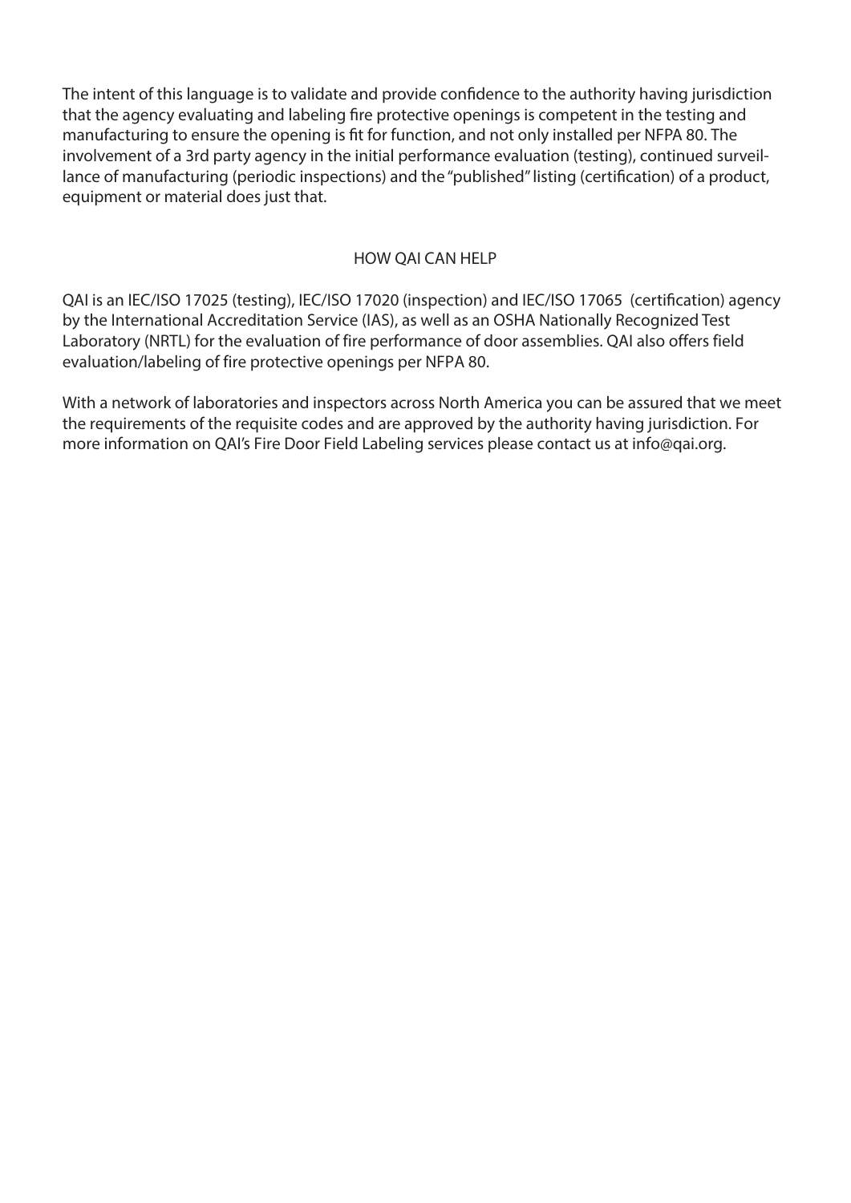The intent of this language is to validate and provide confidence to the authority having jurisdiction that the agency evaluating and labeling fire protective openings is competent in the testing and manufacturing to ensure the opening is fit for function, and not only installed per NFPA 80. The involvement of a 3rd party agency in the initial performance evaluation (testing), continued surveillance of manufacturing (periodic inspections) and the "published" listing (certification) of a product, equipment or material does just that.

## HOW QAI CAN HELP

QAI is an IEC/ISO 17025 (testing), IEC/ISO 17020 (inspection) and IEC/ISO 17065 (certification) agency by the International Accreditation Service (IAS), as well as an OSHA Nationally Recognized Test Laboratory (NRTL) for the evaluation of fire performance of door assemblies. QAI also offers field evaluation/labeling of fire protective openings per NFPA 80.

With a network of laboratories and inspectors across North America you can be assured that we meet the requirements of the requisite codes and are approved by the authority having jurisdiction. For more information on QAI's Fire Door Field Labeling services please contact us at info@qai.org.